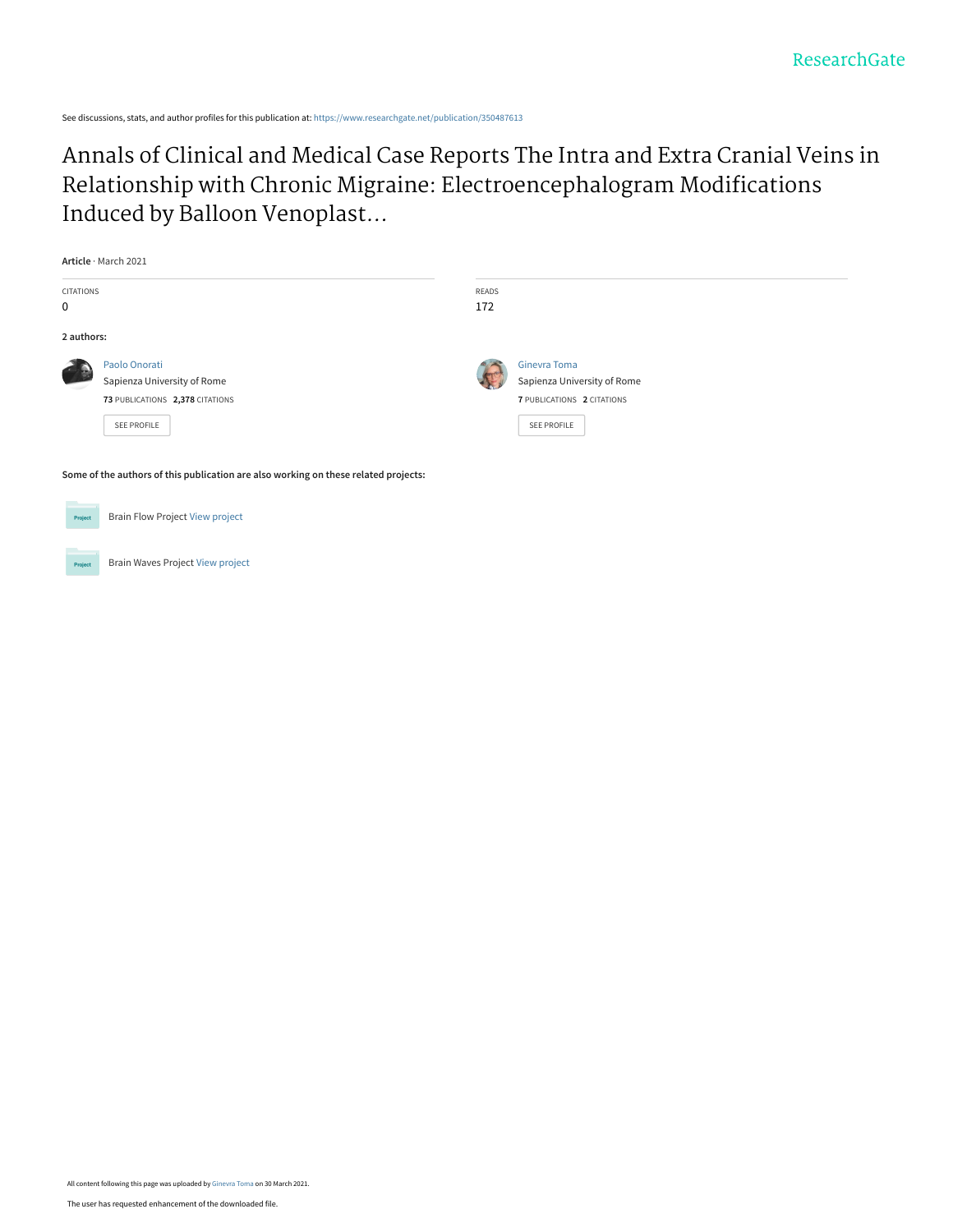See discussions, stats, and author profiles for this publication at: https://www.researchgate.net/publication/350487613

# Annals of Clinical and Medical Case Reports The Intra and Extra Cranial Veins in Relationship with Chronic Migraine: Electroencephalogram Modifications Induced by Balloon Venoplast...

**Article** · March 2021

| CITATIONS | READS |
| --- | --- |
| 0 | 172 |

**2 authors:**

**Paolo Onorati**
Sapienza University of Rome
**73** PUBLICATIONS **2,378** CITATIONS
SEE PROFILE

**Ginevra Toma**
Sapienza University of Rome
**7** PUBLICATIONS **2** CITATIONS
SEE PROFILE

**Some of the authors of this publication are also working on these related projects:**

Brain Flow Project View project

Brain Waves Project View project

All content following this page was uploaded by Ginevra Toma on 30 March 2021.

The user has requested enhancement of the downloaded file.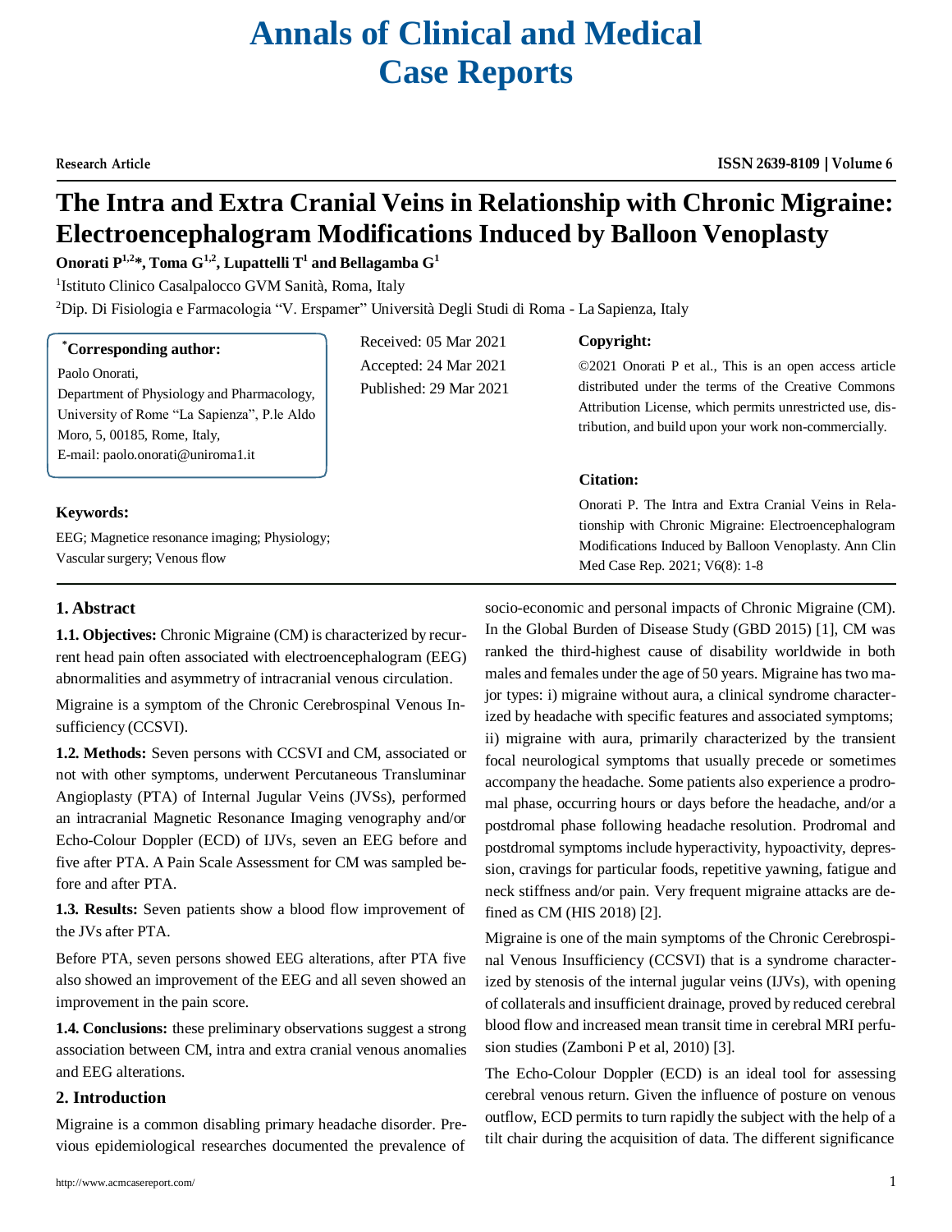# Annals of Clinical and Medical Case Reports

Research Article

ISSN 2639-8109 | Volume 6

# The Intra and Extra Cranial Veins in Relationship with Chronic Migraine: Electroencephalogram Modifications Induced by Balloon Venoplasty

**Onorati P[1,2]\*, Toma G[1,2], Lupattelli T[1] and Bellagamba G[1]**

[1]Istituto Clinico Casalpalocco GVM Sanità, Roma, Italy

[2]Dip. Di Fisiologia e Farmacologia "V. Erspamer" Università Degli Studi di Roma - La Sapienza, Italy

**\*Corresponding author:**

Paolo Onorati,
Department of Physiology and Pharmacology, University of Rome "La Sapienza", P.le Aldo Moro, 5, 00185, Rome, Italy,
E-mail: paolo.onorati@uniroma1.it

Received: 05 Mar 2021
Accepted: 24 Mar 2021
Published: 29 Mar 2021

**Copyright:**

©2021 Onorati P et al., This is an open access article distributed under the terms of the Creative Commons Attribution License, which permits unrestricted use, distribution, and build upon your work non-commercially.

**Citation:**

Onorati P. The Intra and Extra Cranial Veins in Relationship with Chronic Migraine: Electroencephalogram Modifications Induced by Balloon Venoplasty. Ann Clin Med Case Rep. 2021; V6(8): 1-8

**Keywords:**

EEG; Magnetice resonance imaging; Physiology; Vascular surgery; Venous flow

## 1. Abstract

**1.1. Objectives:** Chronic Migraine (CM) is characterized by recurrent head pain often associated with electroencephalogram (EEG) abnormalities and asymmetry of intracranial venous circulation.

Migraine is a symptom of the Chronic Cerebrospinal Venous Insufficiency (CCSVI).

**1.2. Methods:** Seven persons with CCSVI and CM, associated or not with other symptoms, underwent Percutaneous Transluminar Angioplasty (PTA) of Internal Jugular Veins (JVSs), performed an intracranial Magnetic Resonance Imaging venography and/or Echo-Colour Doppler (ECD) of IJVs, seven an EEG before and five after PTA. A Pain Scale Assessment for CM was sampled before and after PTA.

**1.3. Results:** Seven patients show a blood flow improvement of the JVs after PTA.

Before PTA, seven persons showed EEG alterations, after PTA five also showed an improvement of the EEG and all seven showed an improvement in the pain score.

**1.4. Conclusions:** these preliminary observations suggest a strong association between CM, intra and extra cranial venous anomalies and EEG alterations.

## 2. Introduction

Migraine is a common disabling primary headache disorder. Previous epidemiological researches documented the prevalence of socio-economic and personal impacts of Chronic Migraine (CM). In the Global Burden of Disease Study (GBD 2015) [1], CM was ranked the third-highest cause of disability worldwide in both males and females under the age of 50 years. Migraine has two major types: i) migraine without aura, a clinical syndrome characterized by headache with specific features and associated symptoms; ii) migraine with aura, primarily characterized by the transient focal neurological symptoms that usually precede or sometimes accompany the headache. Some patients also experience a prodromal phase, occurring hours or days before the headache, and/or a postdromal phase following headache resolution. Prodromal and postdromal symptoms include hyperactivity, hypoactivity, depression, cravings for particular foods, repetitive yawning, fatigue and neck stiffness and/or pain. Very frequent migraine attacks are defined as CM (HIS 2018) [2].

Migraine is one of the main symptoms of the Chronic Cerebrospinal Venous Insufficiency (CCSVI) that is a syndrome characterized by stenosis of the internal jugular veins (IJVs), with opening of collaterals and insufficient drainage, proved by reduced cerebral blood flow and increased mean transit time in cerebral MRI perfusion studies (Zamboni P et al, 2010) [3].

The Echo-Colour Doppler (ECD) is an ideal tool for assessing cerebral venous return. Given the influence of posture on venous outflow, ECD permits to turn rapidly the subject with the help of a tilt chair during the acquisition of data. The different significance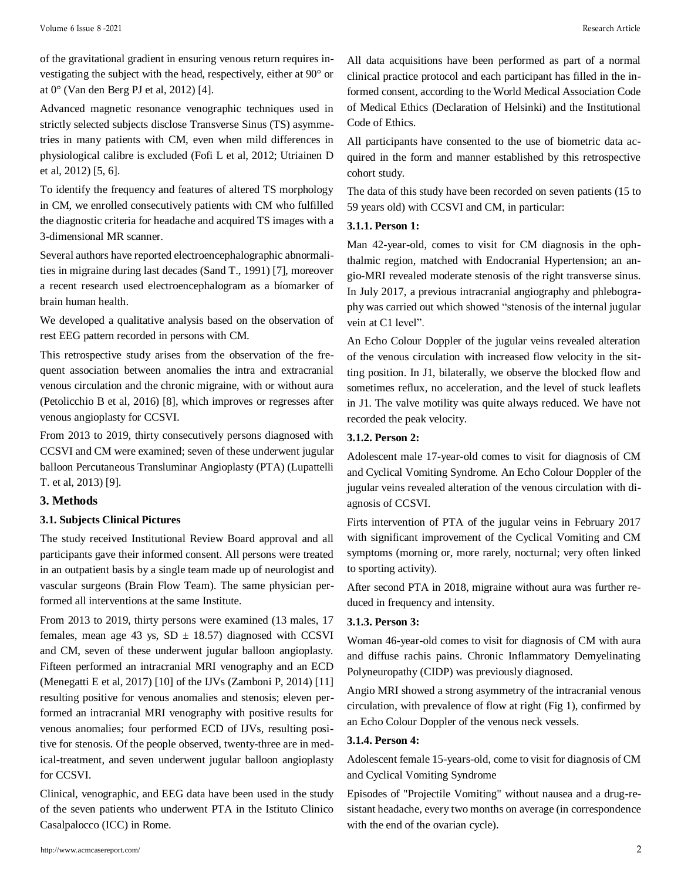of the gravitational gradient in ensuring venous return requires investigating the subject with the head, respectively, either at 90° or at 0° (Van den Berg PJ et al, 2012) [4].

Advanced magnetic resonance venographic techniques used in strictly selected subjects disclose Transverse Sinus (TS) asymmetries in many patients with CM, even when mild differences in physiological calibre is excluded (Fofi L et al, 2012; Utriainen D et al, 2012) [5, 6].

To identify the frequency and features of altered TS morphology in CM, we enrolled consecutively patients with CM who fulfilled the diagnostic criteria for headache and acquired TS images with a 3-dimensional MR scanner.

Several authors have reported electroencephalographic abnormalities in migraine during last decades (Sand T., 1991) [7], moreover a recent research used electroencephalogram as a bíomarker of brain human health.

We developed a qualitative analysis based on the observation of rest EEG pattern recorded in persons with CM.

This retrospective study arises from the observation of the frequent association between anomalies the intra and extracranial venous circulation and the chronic migraine, with or without aura (Petolicchio B et al, 2016) [8], which improves or regresses after venous angioplasty for CCSVI.

From 2013 to 2019, thirty consecutively persons diagnosed with CCSVI and CM were examined; seven of these underwent jugular balloon Percutaneous Transluminar Angioplasty (PTA) (Lupattelli T. et al, 2013) [9].

## 3. Methods

### 3.1. Subjects Clinical Pictures

The study received Institutional Review Board approval and all participants gave their informed consent. All persons were treated in an outpatient basis by a single team made up of neurologist and vascular surgeons (Brain Flow Team). The same physician performed all interventions at the same Institute.

From 2013 to 2019, thirty persons were examined (13 males, 17 females, mean age 43 ys, SD ± 18.57) diagnosed with CCSVI and CM, seven of these underwent jugular balloon angioplasty. Fifteen performed an intracranial MRI venography and an ECD (Menegatti E et al, 2017) [10] of the IJVs (Zamboni P, 2014) [11] resulting positive for venous anomalies and stenosis; eleven performed an intracranial MRI venography with positive results for venous anomalies; four performed ECD of IJVs, resulting positive for stenosis. Of the people observed, twenty-three are in medical-treatment, and seven underwent jugular balloon angioplasty for CCSVI.

Clinical, venographic, and EEG data have been used in the study of the seven patients who underwent PTA in the Istituto Clinico Casalpalocco (ICC) in Rome.

All data acquisitions have been performed as part of a normal clinical practice protocol and each participant has filled in the informed consent, according to the World Medical Association Code of Medical Ethics (Declaration of Helsinki) and the Institutional Code of Ethics.

All participants have consented to the use of biometric data acquired in the form and manner established by this retrospective cohort study.

The data of this study have been recorded on seven patients (15 to 59 years old) with CCSVI and CM, in particular:

#### 3.1.1. Person 1:

Man 42-year-old, comes to visit for CM diagnosis in the ophthalmic region, matched with Endocranial Hypertension; an angio-MRI revealed moderate stenosis of the right transverse sinus. In July 2017, a previous intracranial angiography and phlebography was carried out which showed "stenosis of the internal jugular vein at C1 level".

An Echo Colour Doppler of the jugular veins revealed alteration of the venous circulation with increased flow velocity in the sitting position. In J1, bilaterally, we observe the blocked flow and sometimes reflux, no acceleration, and the level of stuck leaflets in J1. The valve motility was quite always reduced. We have not recorded the peak velocity.

#### 3.1.2. Person 2:

Adolescent male 17-year-old comes to visit for diagnosis of CM and Cyclical Vomiting Syndrome. An Echo Colour Doppler of the jugular veins revealed alteration of the venous circulation with diagnosis of CCSVI.

Firts intervention of PTA of the jugular veins in February 2017 with significant improvement of the Cyclical Vomiting and CM symptoms (morning or, more rarely, nocturnal; very often linked to sporting activity).

After second PTA in 2018, migraine without aura was further reduced in frequency and intensity.

#### 3.1.3. Person 3:

Woman 46-year-old comes to visit for diagnosis of CM with aura and diffuse rachis pains. Chronic Inflammatory Demyelinating Polyneuropathy (CIDP) was previously diagnosed.

Angio MRI showed a strong asymmetry of the intracranial venous circulation, with prevalence of flow at right (Fig 1), confirmed by an Echo Colour Doppler of the venous neck vessels.

#### 3.1.4. Person 4:

Adolescent female 15-years-old, come to visit for diagnosis of CM and Cyclical Vomiting Syndrome

Episodes of "Projectile Vomiting" without nausea and a drug-resistant headache, every two months on average (in correspondence with the end of the ovarian cycle).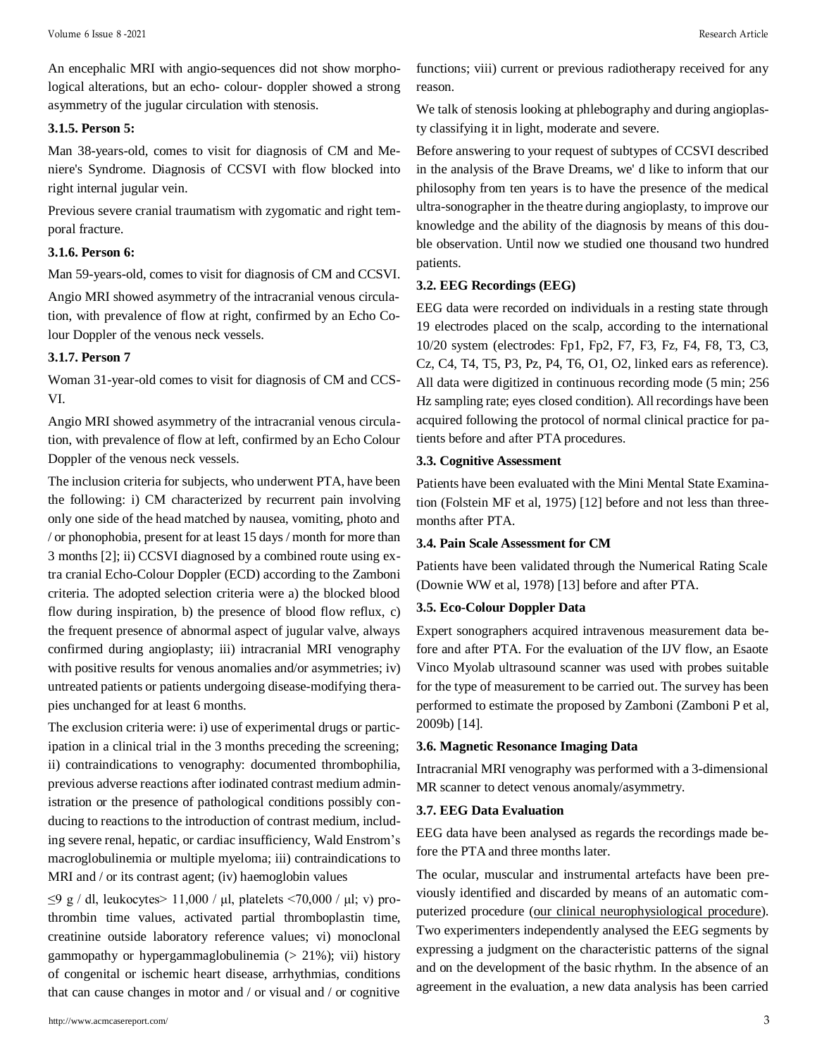An encephalic MRI with angio-sequences did not show morphological alterations, but an echo- colour- doppler showed a strong asymmetry of the jugular circulation with stenosis.

### 3.1.5. Person 5:

Man 38-years-old, comes to visit for diagnosis of CM and Meniere's Syndrome. Diagnosis of CCSVI with flow blocked into right internal jugular vein.

Previous severe cranial traumatism with zygomatic and right temporal fracture.

### 3.1.6. Person 6:

Man 59-years-old, comes to visit for diagnosis of CM and CCSVI.

Angio MRI showed asymmetry of the intracranial venous circulation, with prevalence of flow at right, confirmed by an Echo Colour Doppler of the venous neck vessels.

### 3.1.7. Person 7

Woman 31-year-old comes to visit for diagnosis of CM and CCSVI.

Angio MRI showed asymmetry of the intracranial venous circulation, with prevalence of flow at left, confirmed by an Echo Colour Doppler of the venous neck vessels.

The inclusion criteria for subjects, who underwent PTA, have been the following: i) CM characterized by recurrent pain involving only one side of the head matched by nausea, vomiting, photo and / or phonophobia, present for at least 15 days / month for more than 3 months [2]; ii) CCSVI diagnosed by a combined route using extra cranial Echo-Colour Doppler (ECD) according to the Zamboni criteria. The adopted selection criteria were a) the blocked blood flow during inspiration, b) the presence of blood flow reflux, c) the frequent presence of abnormal aspect of jugular valve, always confirmed during angioplasty; iii) intracranial MRI venography with positive results for venous anomalies and/or asymmetries; iv) untreated patients or patients undergoing disease-modifying therapies unchanged for at least 6 months.

The exclusion criteria were: i) use of experimental drugs or participation in a clinical trial in the 3 months preceding the screening; ii) contraindications to venography: documented thrombophilia, previous adverse reactions after iodinated contrast medium administration or the presence of pathological conditions possibly conducing to reactions to the introduction of contrast medium, including severe renal, hepatic, or cardiac insufficiency, Wald Enstrom's macroglobulinemia or multiple myeloma; iii) contraindications to MRI and / or its contrast agent; (iv) haemoglobin values

≤9 g / dl, leukocytes> 11,000 / µl, platelets <70,000 / µl; v) prothrombin time values, activated partial thromboplastin time, creatinine outside laboratory reference values; vi) monoclonal gammopathy or hypergammaglobulinemia (> 21%); vii) history of congenital or ischemic heart disease, arrhythmias, conditions that can cause changes in motor and / or visual and / or cognitive functions; viii) current or previous radiotherapy received for any reason.

We talk of stenosis looking at phlebography and during angioplasty classifying it in light, moderate and severe.

Before answering to your request of subtypes of CCSVI described in the analysis of the Brave Dreams, we' d like to inform that our philosophy from ten years is to have the presence of the medical ultra-sonographer in the theatre during angioplasty, to improve our knowledge and the ability of the diagnosis by means of this double observation. Until now we studied one thousand two hundred patients.

### 3.2. EEG Recordings (EEG)

EEG data were recorded on individuals in a resting state through 19 electrodes placed on the scalp, according to the international 10/20 system (electrodes: Fp1, Fp2, F7, F3, Fz, F4, F8, T3, C3, Cz, C4, T4, T5, P3, Pz, P4, T6, O1, O2, linked ears as reference). All data were digitized in continuous recording mode (5 min; 256 Hz sampling rate; eyes closed condition). All recordings have been acquired following the protocol of normal clinical practice for patients before and after PTA procedures.

### 3.3. Cognitive Assessment

Patients have been evaluated with the Mini Mental State Examination (Folstein MF et al, 1975) [12] before and not less than three-months after PTA.

### 3.4. Pain Scale Assessment for CM

Patients have been validated through the Numerical Rating Scale (Downie WW et al, 1978) [13] before and after PTA.

### 3.5. Eco-Colour Doppler Data

Expert sonographers acquired intravenous measurement data before and after PTA. For the evaluation of the IJV flow, an Esaote Vinco Myolab ultrasound scanner was used with probes suitable for the type of measurement to be carried out. The survey has been performed to estimate the proposed by Zamboni (Zamboni P et al, 2009b) [14].

### 3.6. Magnetic Resonance Imaging Data

Intracranial MRI venography was performed with a 3-dimensional MR scanner to detect venous anomaly/asymmetry.

### 3.7. EEG Data Evaluation

EEG data have been analysed as regards the recordings made before the PTA and three months later.

The ocular, muscular and instrumental artefacts have been previously identified and discarded by means of an automatic computerized procedure (our clinical neurophysiological procedure). Two experimenters independently analysed the EEG segments by expressing a judgment on the characteristic patterns of the signal and on the development of the basic rhythm. In the absence of an agreement in the evaluation, a new data analysis has been carried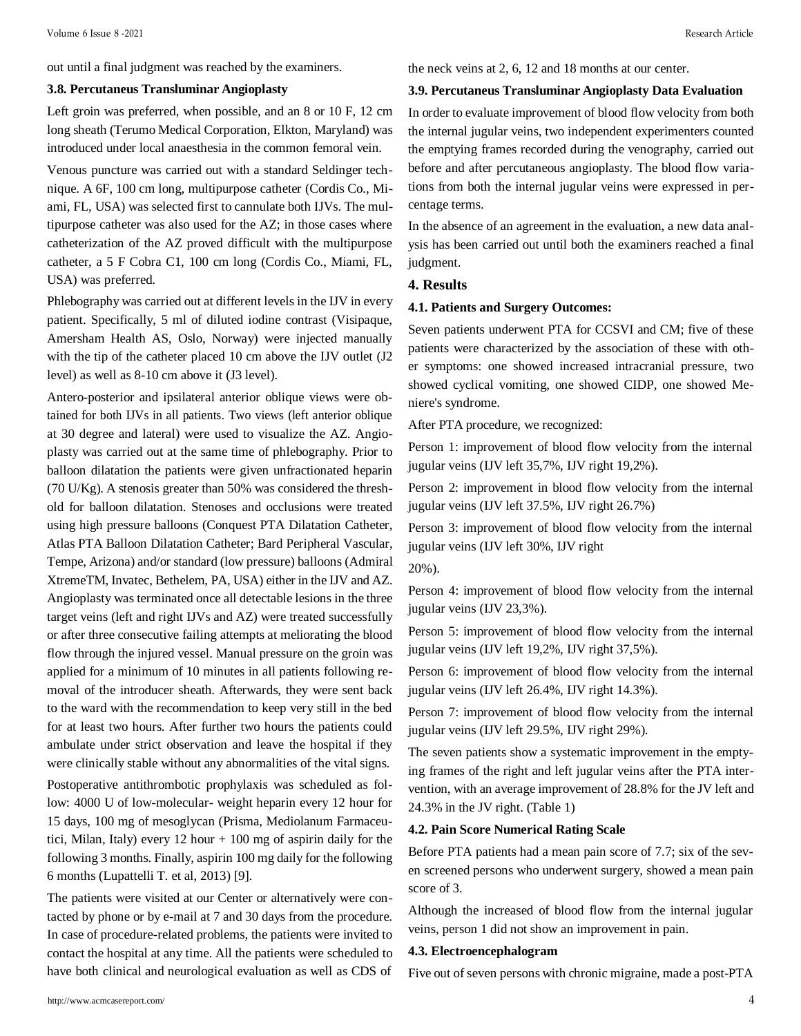out until a final judgment was reached by the examiners.

### 3.8. Percutaneus Transluminar Angioplasty

Left groin was preferred, when possible, and an 8 or 10 F, 12 cm long sheath (Terumo Medical Corporation, Elkton, Maryland) was introduced under local anaesthesia in the common femoral vein.

Venous puncture was carried out with a standard Seldinger technique. A 6F, 100 cm long, multipurpose catheter (Cordis Co., Miami, FL, USA) was selected first to cannulate both IJVs. The multipurpose catheter was also used for the AZ; in those cases where catheterization of the AZ proved difficult with the multipurpose catheter, a 5 F Cobra C1, 100 cm long (Cordis Co., Miami, FL, USA) was preferred.

Phlebography was carried out at different levels in the IJV in every patient. Specifically, 5 ml of diluted iodine contrast (Visipaque, Amersham Health AS, Oslo, Norway) were injected manually with the tip of the catheter placed 10 cm above the IJV outlet (J2 level) as well as 8-10 cm above it (J3 level).

Antero-posterior and ipsilateral anterior oblique views were obtained for both IJVs in all patients. Two views (left anterior oblique at 30 degree and lateral) were used to visualize the AZ. Angioplasty was carried out at the same time of phlebography. Prior to balloon dilatation the patients were given unfractionated heparin (70 U/Kg). A stenosis greater than 50% was considered the threshold for balloon dilatation. Stenoses and occlusions were treated using high pressure balloons (Conquest PTA Dilatation Catheter, Atlas PTA Balloon Dilatation Catheter; Bard Peripheral Vascular, Tempe, Arizona) and/or standard (low pressure) balloons (Admiral XtremeTM, Invatec, Bethelem, PA, USA) either in the IJV and AZ. Angioplasty was terminated once all detectable lesions in the three target veins (left and right IJVs and AZ) were treated successfully or after three consecutive failing attempts at meliorating the blood flow through the injured vessel. Manual pressure on the groin was applied for a minimum of 10 minutes in all patients following removal of the introducer sheath. Afterwards, they were sent back to the ward with the recommendation to keep very still in the bed for at least two hours. After further two hours the patients could ambulate under strict observation and leave the hospital if they were clinically stable without any abnormalities of the vital signs.

Postoperative antithrombotic prophylaxis was scheduled as follow: 4000 U of low-molecular- weight heparin every 12 hour for 15 days, 100 mg of mesoglycan (Prisma, Mediolanum Farmaceutici, Milan, Italy) every 12 hour + 100 mg of aspirin daily for the following 3 months. Finally, aspirin 100 mg daily for the following 6 months (Lupattelli T. et al, 2013) [9].

The patients were visited at our Center or alternatively were contacted by phone or by e-mail at 7 and 30 days from the procedure. In case of procedure-related problems, the patients were invited to contact the hospital at any time. All the patients were scheduled to have both clinical and neurological evaluation as well as CDS of the neck veins at 2, 6, 12 and 18 months at our center.

### 3.9. Percutaneus Transluminar Angioplasty Data Evaluation

In order to evaluate improvement of blood flow velocity from both the internal jugular veins, two independent experimenters counted the emptying frames recorded during the venography, carried out before and after percutaneous angioplasty. The blood flow variations from both the internal jugular veins were expressed in percentage terms.

In the absence of an agreement in the evaluation, a new data analysis has been carried out until both the examiners reached a final judgment.

## 4. Results

### 4.1. Patients and Surgery Outcomes:

Seven patients underwent PTA for CCSVI and CM; five of these patients were characterized by the association of these with other symptoms: one showed increased intracranial pressure, two showed cyclical vomiting, one showed CIDP, one showed Meniere's syndrome.

After PTA procedure, we recognized:

Person 1: improvement of blood flow velocity from the internal jugular veins (IJV left 35,7%, IJV right 19,2%).

Person 2: improvement in blood flow velocity from the internal jugular veins (IJV left 37.5%, IJV right 26.7%)

Person 3: improvement of blood flow velocity from the internal jugular veins (IJV left 30%, IJV right 20%).

Person 4: improvement of blood flow velocity from the internal jugular veins (IJV 23,3%).

Person 5: improvement of blood flow velocity from the internal jugular veins (IJV left 19,2%, IJV right 37,5%).

Person 6: improvement of blood flow velocity from the internal jugular veins (IJV left 26.4%, IJV right 14.3%).

Person 7: improvement of blood flow velocity from the internal jugular veins (IJV left 29.5%, IJV right 29%).

The seven patients show a systematic improvement in the emptying frames of the right and left jugular veins after the PTA intervention, with an average improvement of 28.8% for the JV left and 24.3% in the JV right. (Table 1)

### 4.2. Pain Score Numerical Rating Scale

Before PTA patients had a mean pain score of 7.7; six of the seven screened persons who underwent surgery, showed a mean pain score of 3.

Although the increased of blood flow from the internal jugular veins, person 1 did not show an improvement in pain.

### 4.3. Electroencephalogram

Five out of seven persons with chronic migraine, made a post-PTA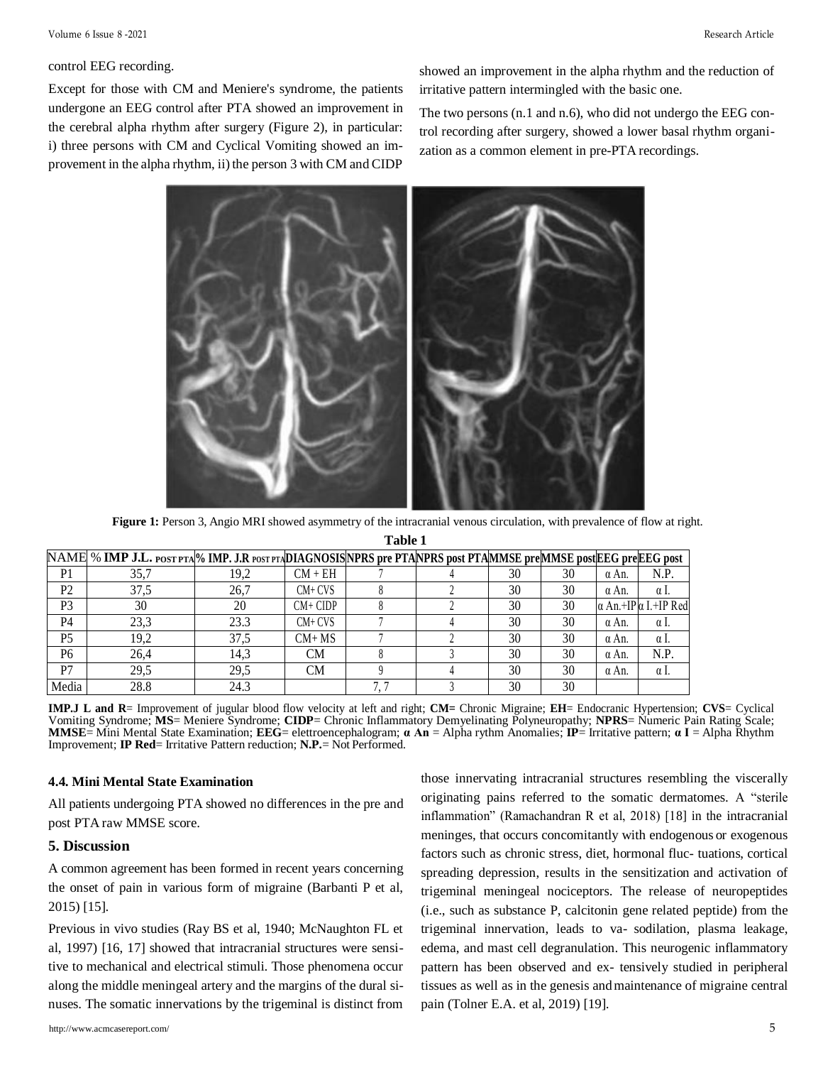control EEG recording.

Except for those with CM and Meniere's syndrome, the patients undergone an EEG control after PTA showed an improvement in the cerebral alpha rhythm after surgery (Figure 2), in particular: i) three persons with CM and Cyclical Vomiting showed an improvement in the alpha rhythm, ii) the person 3 with CM and CIDP showed an improvement in the alpha rhythm and the reduction of irritative pattern intermingled with the basic one.

The two persons (n.1 and n.6), who did not undergo the EEG control recording after surgery, showed a lower basal rhythm organization as a common element in pre-PTA recordings.

**Figure 1:** Person 3, Angio MRI showed asymmetry of the intracranial venous circulation, with prevalence of flow at right.

**Table 1**

| NAME | % IMP J.L. POST PTA | % IMP. J.R POST PTA | DIAGNOSIS | NPRS pre PTA | NPRS post PTA | MMSE pre | MMSE post | EEG pre | EEG post |
|---|---|---|---|---|---|---|---|---|---|
| P1 | 35,7 | 19,2 | CM + EH | 7 | 4 | 30 | 30 | α An. | N.P. |
| P2 | 37,5 | 26,7 | CM+ CVS | 8 | 2 | 30 | 30 | α An. | α I. |
| P3 | 30 | 20 | CM+ CIDP | 8 | 2 | 30 | 30 | α An.+IP | α I.+IP Red |
| P4 | 23,3 | 23.3 | CM+ CVS | 7 | 4 | 30 | 30 | α An. | α I. |
| P5 | 19,2 | 37,5 | CM+ MS | 7 | 2 | 30 | 30 | α An. | α I. |
| P6 | 26,4 | 14,3 | CM | 8 | 3 | 30 | 30 | α An. | N.P. |
| P7 | 29,5 | 29,5 | CM | 9 | 4 | 30 | 30 | α An. | α I. |
| Media | 28.8 | 24.3 | | 7, 7 | 3 | 30 | 30 | | |

**IMP.J L and R**= Improvement of jugular blood flow velocity at left and right; **CM=** Chronic Migraine; **EH**= Endocranic Hypertension; **CVS**= Cyclical Vomiting Syndrome; **MS**= Meniere Syndrome; **CIDP**= Chronic Inflammatory Demyelinating Polyneuropathy; **NPRS**= Numeric Pain Rating Scale; **MMSE**= Mini Mental State Examination; **EEG**= elettroencephalogram; **α An** = Alpha rythm Anomalies; **IP**= Irritative pattern; **α I** = Alpha Rhythm Improvement; **IP Red**= Irritative Pattern reduction; **N.P.**= Not Performed.

### 4.4. Mini Mental State Examination

All patients undergoing PTA showed no differences in the pre and post PTA raw MMSE score.

## 5. Discussion

A common agreement has been formed in recent years concerning the onset of pain in various form of migraine (Barbanti P et al, 2015) [15].

Previous in vivo studies (Ray BS et al, 1940; McNaughton FL et al, 1997) [16, 17] showed that intracranial structures were sensitive to mechanical and electrical stimuli. Those phenomena occur along the middle meningeal artery and the margins of the dural sinuses. The somatic innervations by the trigeminal is distinct from those innervating intracranial structures resembling the viscerally originating pains referred to the somatic dermatomes. A "sterile inflammation" (Ramachandran R et al, 2018) [18] in the intracranial meninges, that occurs concomitantly with endogenous or exogenous factors such as chronic stress, diet, hormonal fluc- tuations, cortical spreading depression, results in the sensitization and activation of trigeminal meningeal nociceptors. The release of neuropeptides (i.e., such as substance P, calcitonin gene related peptide) from the trigeminal innervation, leads to va- sodilation, plasma leakage, edema, and mast cell degranulation. This neurogenic inflammatory pattern has been observed and ex- tensively studied in peripheral tissues as well as in the genesis and maintenance of migraine central pain (Tolner E.A. et al, 2019) [19].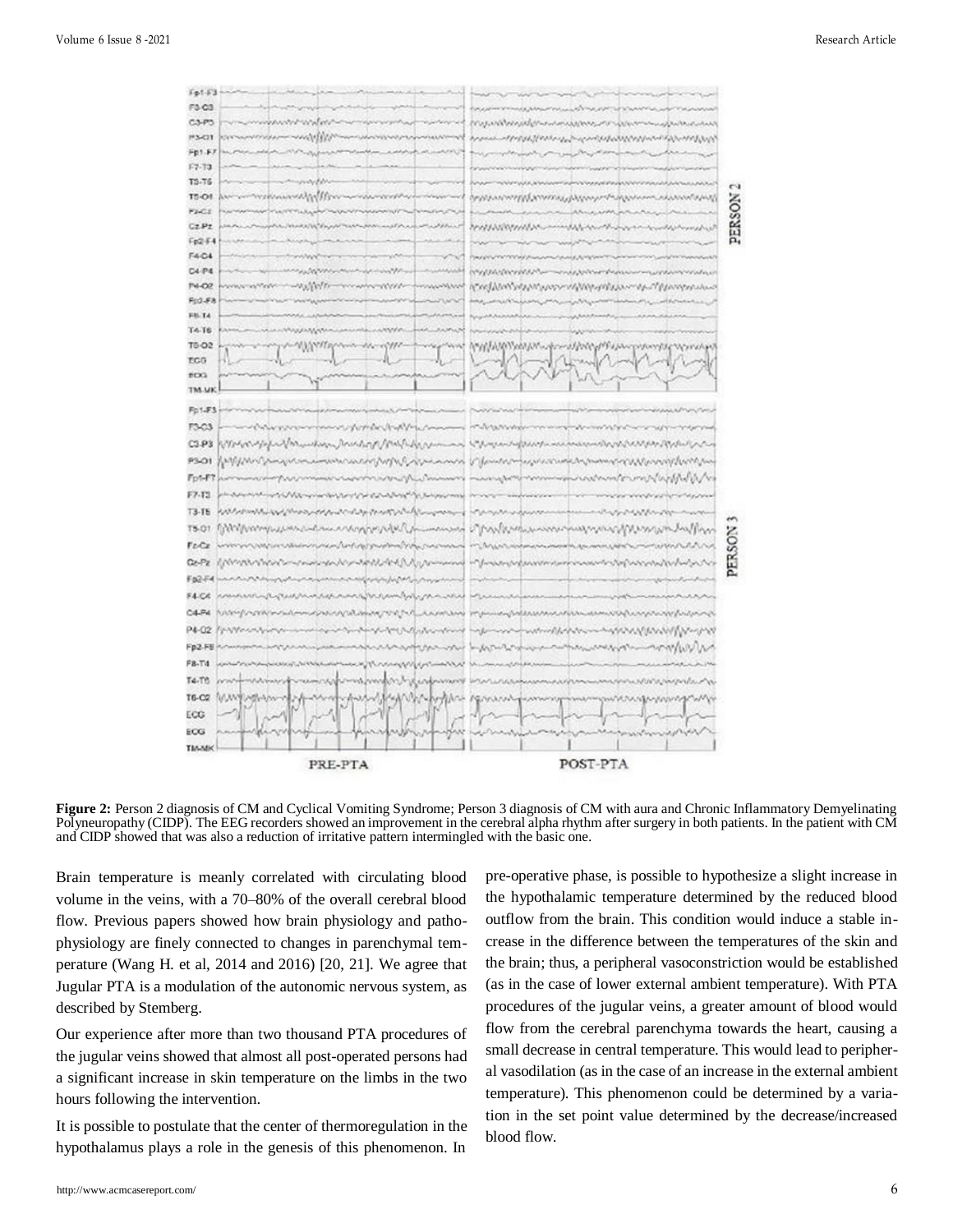**Figure 2:** Person 2 diagnosis of CM and Cyclical Vomiting Syndrome; Person 3 diagnosis of CM with aura and Chronic Inflammatory Demyelinating Polyneuropathy (CIDP). The EEG recorders showed an improvement in the cerebral alpha rhythm after surgery in both patients. In the patient with CM and CIDP showed that was also a reduction of irritative pattern intermingled with the basic one.

Brain temperature is meanly correlated with circulating blood volume in the veins, with a 70–80% of the overall cerebral blood flow. Previous papers showed how brain physiology and pathophysiology are finely connected to changes in parenchymal temperature (Wang H. et al, 2014 and 2016) [20, 21]. We agree that Jugular PTA is a modulation of the autonomic nervous system, as described by Stemberg.

Our experience after more than two thousand PTA procedures of the jugular veins showed that almost all post-operated persons had a significant increase in skin temperature on the limbs in the two hours following the intervention.

It is possible to postulate that the center of thermoregulation in the hypothalamus plays a role in the genesis of this phenomenon. In pre-operative phase, is possible to hypothesize a slight increase in the hypothalamic temperature determined by the reduced blood outflow from the brain. This condition would induce a stable increase in the difference between the temperatures of the skin and the brain; thus, a peripheral vasoconstriction would be established (as in the case of lower external ambient temperature). With PTA procedures of the jugular veins, a greater amount of blood would flow from the cerebral parenchyma towards the heart, causing a small decrease in central temperature. This would lead to peripheral vasodilation (as in the case of an increase in the external ambient temperature). This phenomenon could be determined by a variation in the set point value determined by the decrease/increased blood flow.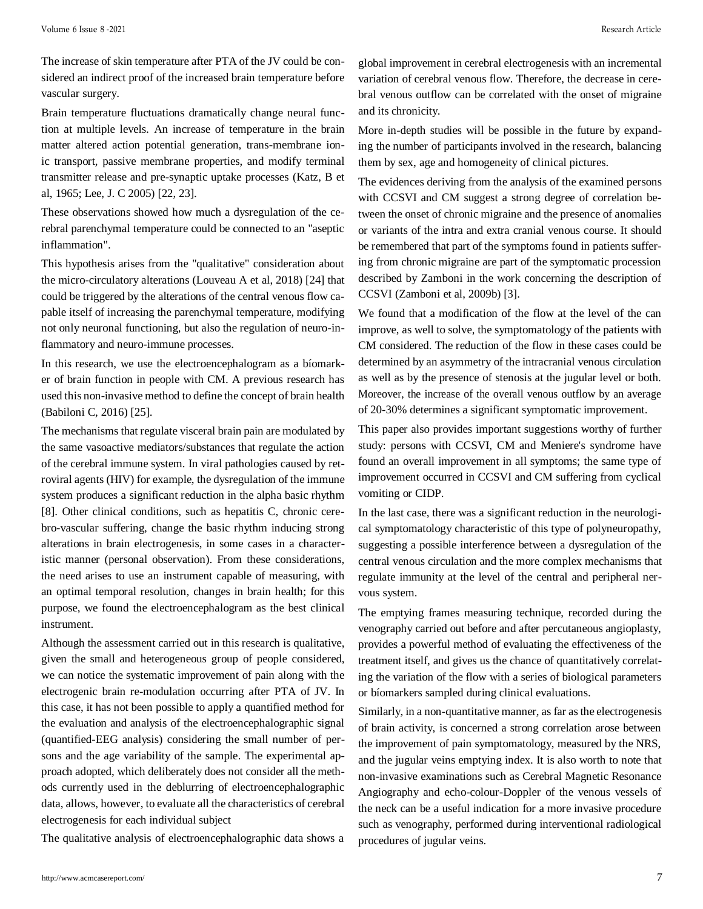The increase of skin temperature after PTA of the JV could be considered an indirect proof of the increased brain temperature before vascular surgery.

Brain temperature fluctuations dramatically change neural function at multiple levels. An increase of temperature in the brain matter altered action potential generation, trans-membrane ionic transport, passive membrane properties, and modify terminal transmitter release and pre-synaptic uptake processes (Katz, B et al, 1965; Lee, J. C 2005) [22, 23].

These observations showed how much a dysregulation of the cerebral parenchymal temperature could be connected to an "aseptic inflammation".

This hypothesis arises from the "qualitative" consideration about the micro-circulatory alterations (Louveau A et al, 2018) [24] that could be triggered by the alterations of the central venous flow capable itself of increasing the parenchymal temperature, modifying not only neuronal functioning, but also the regulation of neuro-inflammatory and neuro-immune processes.

In this research, we use the electroencephalogram as a bíomarker of brain function in people with CM. A previous research has used this non-invasive method to define the concept of brain health (Babiloni C, 2016) [25].

The mechanisms that regulate visceral brain pain are modulated by the same vasoactive mediators/substances that regulate the action of the cerebral immune system. In viral pathologies caused by retroviral agents (HIV) for example, the dysregulation of the immune system produces a significant reduction in the alpha basic rhythm [8]. Other clinical conditions, such as hepatitis C, chronic cerebro-vascular suffering, change the basic rhythm inducing strong alterations in brain electrogenesis, in some cases in a characteristic manner (personal observation). From these considerations, the need arises to use an instrument capable of measuring, with an optimal temporal resolution, changes in brain health; for this purpose, we found the electroencephalogram as the best clinical instrument.

Although the assessment carried out in this research is qualitative, given the small and heterogeneous group of people considered, we can notice the systematic improvement of pain along with the electrogenic brain re-modulation occurring after PTA of JV. In this case, it has not been possible to apply a quantified method for the evaluation and analysis of the electroencephalographic signal (quantified-EEG analysis) considering the small number of persons and the age variability of the sample. The experimental approach adopted, which deliberately does not consider all the methods currently used in the deblurring of electroencephalographic data, allows, however, to evaluate all the characteristics of cerebral electrogenesis for each individual subject

The qualitative analysis of electroencephalographic data shows a global improvement in cerebral electrogenesis with an incremental variation of cerebral venous flow. Therefore, the decrease in cerebral venous outflow can be correlated with the onset of migraine and its chronicity.

More in-depth studies will be possible in the future by expanding the number of participants involved in the research, balancing them by sex, age and homogeneity of clinical pictures.

The evidences deriving from the analysis of the examined persons with CCSVI and CM suggest a strong degree of correlation between the onset of chronic migraine and the presence of anomalies or variants of the intra and extra cranial venous course. It should be remembered that part of the symptoms found in patients suffering from chronic migraine are part of the symptomatic procession described by Zamboni in the work concerning the description of CCSVI (Zamboni et al, 2009b) [3].

We found that a modification of the flow at the level of the can improve, as well to solve, the symptomatology of the patients with CM considered. The reduction of the flow in these cases could be determined by an asymmetry of the intracranial venous circulation as well as by the presence of stenosis at the jugular level or both. Moreover, the increase of the overall venous outflow by an average of 20-30% determines a significant symptomatic improvement.

This paper also provides important suggestions worthy of further study: persons with CCSVI, CM and Meniere's syndrome have found an overall improvement in all symptoms; the same type of improvement occurred in CCSVI and CM suffering from cyclical vomiting or CIDP.

In the last case, there was a significant reduction in the neurological symptomatology characteristic of this type of polyneuropathy, suggesting a possible interference between a dysregulation of the central venous circulation and the more complex mechanisms that regulate immunity at the level of the central and peripheral nervous system.

The emptying frames measuring technique, recorded during the venography carried out before and after percutaneous angioplasty, provides a powerful method of evaluating the effectiveness of the treatment itself, and gives us the chance of quantitatively correlating the variation of the flow with a series of biological parameters or bíomarkers sampled during clinical evaluations.

Similarly, in a non-quantitative manner, as far as the electrogenesis of brain activity, is concerned a strong correlation arose between the improvement of pain symptomatology, measured by the NRS, and the jugular veins emptying index. It is also worth to note that non-invasive examinations such as Cerebral Magnetic Resonance Angiography and echo-colour-Doppler of the venous vessels of the neck can be a useful indication for a more invasive procedure such as venography, performed during interventional radiological procedures of jugular veins.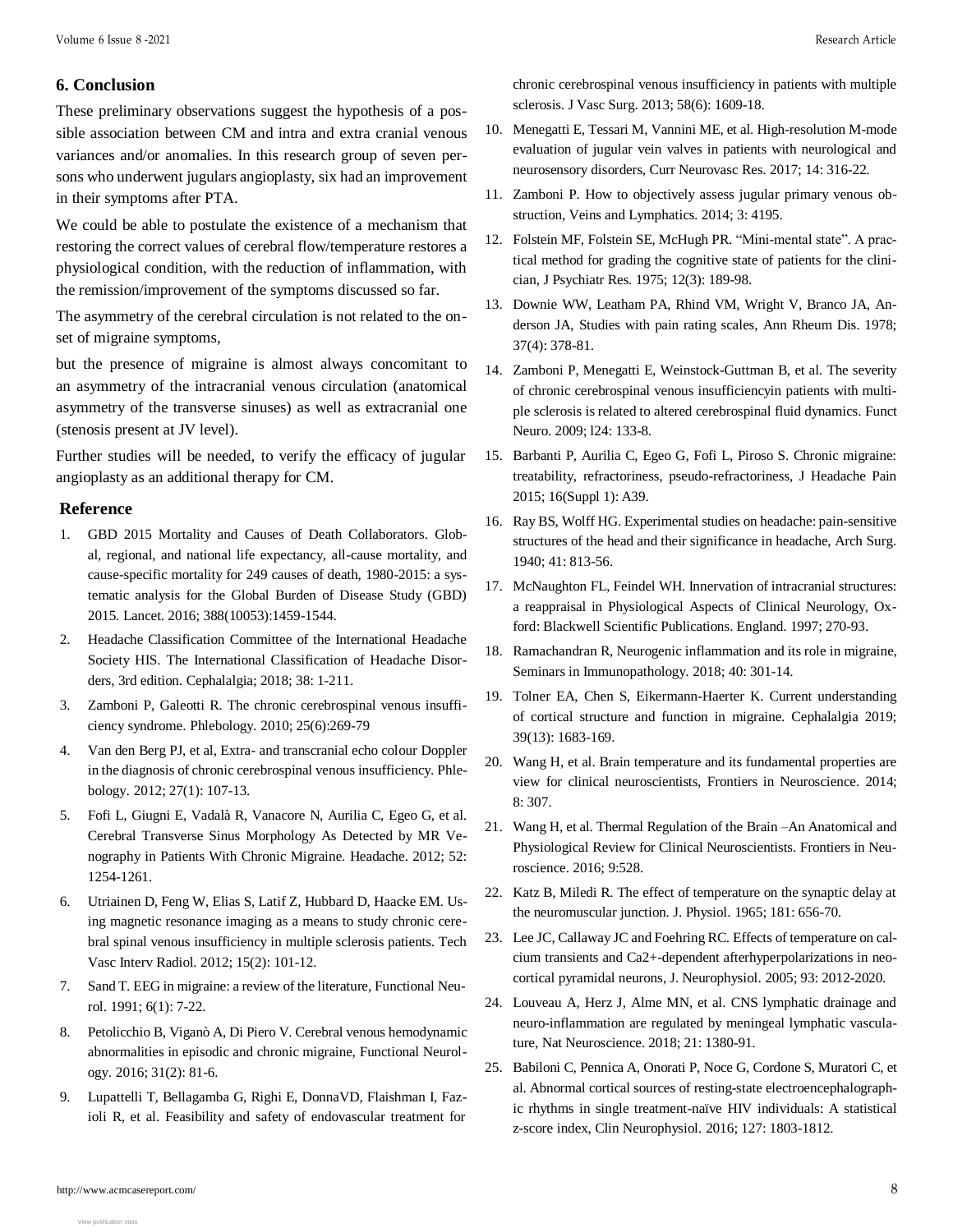## 6. Conclusion

These preliminary observations suggest the hypothesis of a possible association between CM and intra and extra cranial venous variances and/or anomalies. In this research group of seven persons who underwent jugulars angioplasty, six had an improvement in their symptoms after PTA.

We could be able to postulate the existence of a mechanism that restoring the correct values of cerebral flow/temperature restores a physiological condition, with the reduction of inflammation, with the remission/improvement of the symptoms discussed so far.

The asymmetry of the cerebral circulation is not related to the onset of migraine symptoms,

but the presence of migraine is almost always concomitant to an asymmetry of the intracranial venous circulation (anatomical asymmetry of the transverse sinuses) as well as extracranial one (stenosis present at JV level).

Further studies will be needed, to verify the efficacy of jugular angioplasty as an additional therapy for CM.

## Reference

1. GBD 2015 Mortality and Causes of Death Collaborators. Global, regional, and national life expectancy, all-cause mortality, and cause-specific mortality for 249 causes of death, 1980-2015: a systematic analysis for the Global Burden of Disease Study (GBD) 2015. Lancet. 2016; 388(10053):1459-1544.
2. Headache Classification Committee of the International Headache Society HIS. The International Classification of Headache Disorders, 3rd edition. Cephalalgia; 2018; 38: 1-211.
3. Zamboni P, Galeotti R. The chronic cerebrospinal venous insufficiency syndrome. Phlebology. 2010; 25(6):269-79
4. Van den Berg PJ, et al, Extra- and transcranial echo colour Doppler in the diagnosis of chronic cerebrospinal venous insufficiency. Phlebology. 2012; 27(1): 107-13.
5. Fofi L, Giugni E, Vadalà R, Vanacore N, Aurilia C, Egeo G, et al. Cerebral Transverse Sinus Morphology As Detected by MR Venography in Patients With Chronic Migraine. Headache. 2012; 52: 1254-1261.
6. Utriainen D, Feng W, Elias S, Latif Z, Hubbard D, Haacke EM. Using magnetic resonance imaging as a means to study chronic cerebral spinal venous insufficiency in multiple sclerosis patients. Tech Vasc Interv Radiol. 2012; 15(2): 101-12.
7. Sand T. EEG in migraine: a review of the literature, Functional Neurol. 1991; 6(1): 7-22.
8. Petolicchio B, Viganò A, Di Piero V. Cerebral venous hemodynamic abnormalities in episodic and chronic migraine, Functional Neurology. 2016; 31(2): 81-6.
9. Lupattelli T, Bellagamba G, Righi E, DonnaVD, Flaishman I, Fazioli R, et al. Feasibility and safety of endovascular treatment for chronic cerebrospinal venous insufficiency in patients with multiple sclerosis. J Vasc Surg. 2013; 58(6): 1609-18.
10. Menegatti E, Tessari M, Vannini ME, et al. High-resolution M-mode evaluation of jugular vein valves in patients with neurological and neurosensory disorders, Curr Neurovasc Res. 2017; 14: 316-22.
11. Zamboni P. How to objectively assess jugular primary venous obstruction, Veins and Lymphatics. 2014; 3: 4195.
12. Folstein MF, Folstein SE, McHugh PR. "Mini-mental state". A practical method for grading the cognitive state of patients for the clinician, J Psychiatr Res. 1975; 12(3): 189-98.
13. Downie WW, Leatham PA, Rhind VM, Wright V, Branco JA, Anderson JA, Studies with pain rating scales, Ann Rheum Dis. 1978; 37(4): 378-81.
14. Zamboni P, Menegatti E, Weinstock-Guttman B, et al. The severity of chronic cerebrospinal venous insufficiencyin patients with multiple sclerosis is related to altered cerebrospinal fluid dynamics. Funct Neuro. 2009; l24: 133-8.
15. Barbanti P, Aurilia C, Egeo G, Fofi L, Piroso S. Chronic migraine: treatability, refractoriness, pseudo-refractoriness, J Headache Pain 2015; 16(Suppl 1): A39.
16. Ray BS, Wolff HG. Experimental studies on headache: pain-sensitive structures of the head and their significance in headache, Arch Surg. 1940; 41: 813-56.
17. McNaughton FL, Feindel WH. Innervation of intracranial structures: a reappraisal in Physiological Aspects of Clinical Neurology, Oxford: Blackwell Scientific Publications. England. 1997; 270-93.
18. Ramachandran R, Neurogenic inflammation and its role in migraine, Seminars in Immunopathology. 2018; 40: 301-14.
19. Tolner EA, Chen S, Eikermann-Haerter K. Current understanding of cortical structure and function in migraine. Cephalalgia 2019; 39(13): 1683-169.
20. Wang H, et al. Brain temperature and its fundamental properties are view for clinical neuroscientists, Frontiers in Neuroscience. 2014; 8: 307.
21. Wang H, et al. Thermal Regulation of the Brain –An Anatomical and Physiological Review for Clinical Neuroscientists. Frontiers in Neuroscience. 2016; 9:528.
22. Katz B, Miledi R. The effect of temperature on the synaptic delay at the neuromuscular junction. J. Physiol. 1965; 181: 656-70.
23. Lee JC, Callaway JC and Foehring RC. Effects of temperature on calcium transients and Ca2+-dependent afterhyperpolarizations in neocortical pyramidal neurons, J. Neurophysiol. 2005; 93: 2012-2020.
24. Louveau A, Herz J, Alme MN, et al. CNS lymphatic drainage and neuro-inflammation are regulated by meningeal lymphatic vasculature, Nat Neuroscience. 2018; 21: 1380-91.
25. Babiloni C, Pennica A, Onorati P, Noce G, Cordone S, Muratori C, et al. Abnormal cortical sources of resting-state electroencephalographic rhythms in single treatment-naïve HIV individuals: A statistical z-score index, Clin Neurophysiol. 2016; 127: 1803-1812.